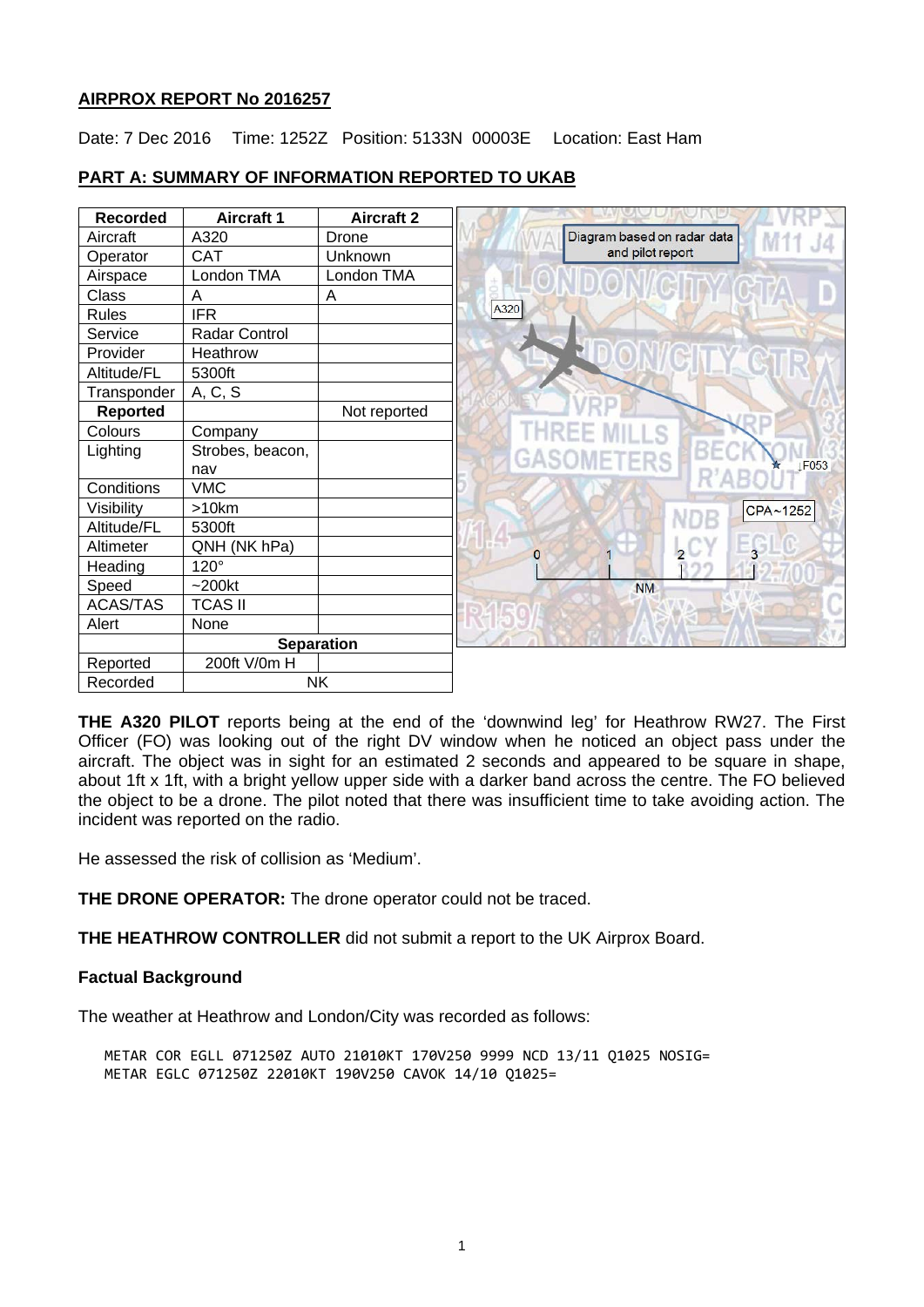**AIRPROX REPORT No 2016257**

Date: 7 Dec 2016 Time: 1252Z Position: 5133N 00003E Location: East Ham

**PART A: SUMMARY OF INFORMATION REPORTED TO UKAB**

| Recorded | Aircraft 1 | Aircraft 2 |
|---|---|---|
| Aircraft | A320 | Drone |
| Operator | CAT | Unknown |
| Airspace | London TMA | London TMA |
| Class | A | A |
| Rules | IFR | |
| Service | Radar Control | |
| Provider | Heathrow | |
| Altitude/FL | 5300ft | |
| Transponder | A, C, S | |
| **Reported** | | Not reported |
| Colours | Company | |
| Lighting | Strobes, beacon, nav | |
| Conditions | VMC | |
| Visibility | >10km | |
| Altitude/FL | 5300ft | |
| Altimeter | QNH (NK hPa) | |
| Heading | 120° | |
| Speed | ~200kt | |
| ACAS/TAS | TCAS II | |
| Alert | None | |
| | **Separation** | |
| Reported | 200ft V/0m H | |
| Recorded | NK | |

Diagram based on radar data and pilot report

**THE A320 PILOT** reports being at the end of the 'downwind leg' for Heathrow RW27. The First Officer (FO) was looking out of the right DV window when he noticed an object pass under the aircraft. The object was in sight for an estimated 2 seconds and appeared to be square in shape, about 1ft x 1ft, with a bright yellow upper side with a darker band across the centre. The FO believed the object to be a drone. The pilot noted that there was insufficient time to take avoiding action. The incident was reported on the radio.

He assessed the risk of collision as 'Medium'.

**THE DRONE OPERATOR:** The drone operator could not be traced.

**THE HEATHROW CONTROLLER** did not submit a report to the UK Airprox Board.

**Factual Background**

The weather at Heathrow and London/City was recorded as follows:

```
METAR COR EGLL 071250Z AUTO 21010KT 170V250 9999 NCD 13/11 Q1025 NOSIG=
METAR EGLC 071250Z 22010KT 190V250 CAVOK 14/10 Q1025=
```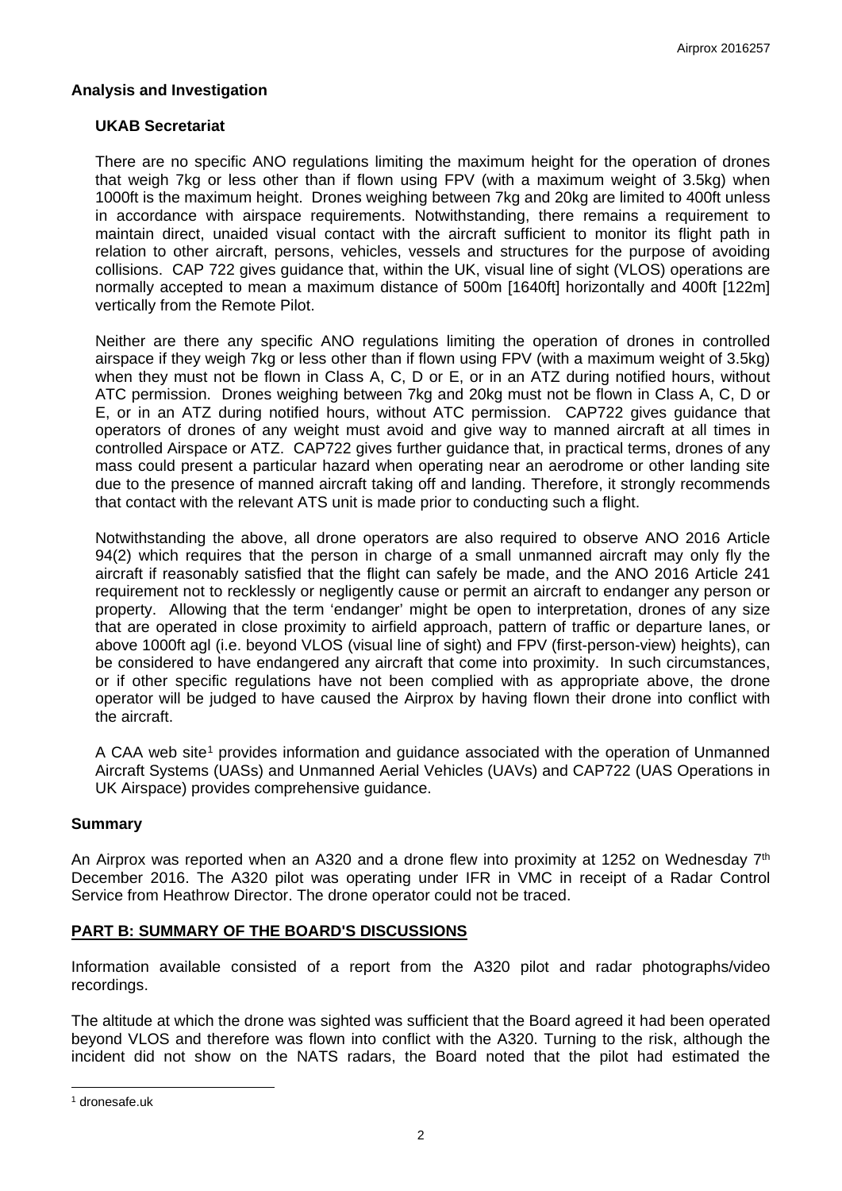### Analysis and Investigation

#### UKAB Secretariat

There are no specific ANO regulations limiting the maximum height for the operation of drones that weigh 7kg or less other than if flown using FPV (with a maximum weight of 3.5kg) when 1000ft is the maximum height. Drones weighing between 7kg and 20kg are limited to 400ft unless in accordance with airspace requirements. Notwithstanding, there remains a requirement to maintain direct, unaided visual contact with the aircraft sufficient to monitor its flight path in relation to other aircraft, persons, vehicles, vessels and structures for the purpose of avoiding collisions. CAP 722 gives guidance that, within the UK, visual line of sight (VLOS) operations are normally accepted to mean a maximum distance of 500m [1640ft] horizontally and 400ft [122m] vertically from the Remote Pilot.

Neither are there any specific ANO regulations limiting the operation of drones in controlled airspace if they weigh 7kg or less other than if flown using FPV (with a maximum weight of 3.5kg) when they must not be flown in Class A, C, D or E, or in an ATZ during notified hours, without ATC permission. Drones weighing between 7kg and 20kg must not be flown in Class A, C, D or E, or in an ATZ during notified hours, without ATC permission. CAP722 gives guidance that operators of drones of any weight must avoid and give way to manned aircraft at all times in controlled Airspace or ATZ. CAP722 gives further guidance that, in practical terms, drones of any mass could present a particular hazard when operating near an aerodrome or other landing site due to the presence of manned aircraft taking off and landing. Therefore, it strongly recommends that contact with the relevant ATS unit is made prior to conducting such a flight.

Notwithstanding the above, all drone operators are also required to observe ANO 2016 Article 94(2) which requires that the person in charge of a small unmanned aircraft may only fly the aircraft if reasonably satisfied that the flight can safely be made, and the ANO 2016 Article 241 requirement not to recklessly or negligently cause or permit an aircraft to endanger any person or property. Allowing that the term 'endanger' might be open to interpretation, drones of any size that are operated in close proximity to airfield approach, pattern of traffic or departure lanes, or above 1000ft agl (i.e. beyond VLOS (visual line of sight) and FPV (first-person-view) heights), can be considered to have endangered any aircraft that come into proximity. In such circumstances, or if other specific regulations have not been complied with as appropriate above, the drone operator will be judged to have caused the Airprox by having flown their drone into conflict with the aircraft.

A CAA web site[1] provides information and guidance associated with the operation of Unmanned Aircraft Systems (UASs) and Unmanned Aerial Vehicles (UAVs) and CAP722 (UAS Operations in UK Airspace) provides comprehensive guidance.

### Summary

An Airprox was reported when an A320 and a drone flew into proximity at 1252 on Wednesday 7th December 2016. The A320 pilot was operating under IFR in VMC in receipt of a Radar Control Service from Heathrow Director. The drone operator could not be traced.

### PART B: SUMMARY OF THE BOARD'S DISCUSSIONS

Information available consisted of a report from the A320 pilot and radar photographs/video recordings.

The altitude at which the drone was sighted was sufficient that the Board agreed it had been operated beyond VLOS and therefore was flown into conflict with the A320. Turning to the risk, although the incident did not show on the NATS radars, the Board noted that the pilot had estimated the

[1] dronesafe.uk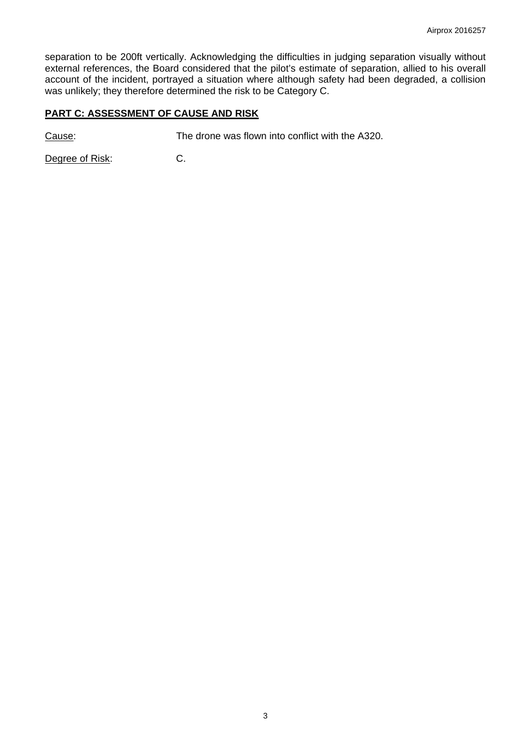separation to be 200ft vertically. Acknowledging the difficulties in judging separation visually without external references, the Board considered that the pilot's estimate of separation, allied to his overall account of the incident, portrayed a situation where although safety had been degraded, a collision was unlikely; they therefore determined the risk to be Category C.

## PART C: ASSESSMENT OF CAUSE AND RISK

Cause: The drone was flown into conflict with the A320.

Degree of Risk: C.